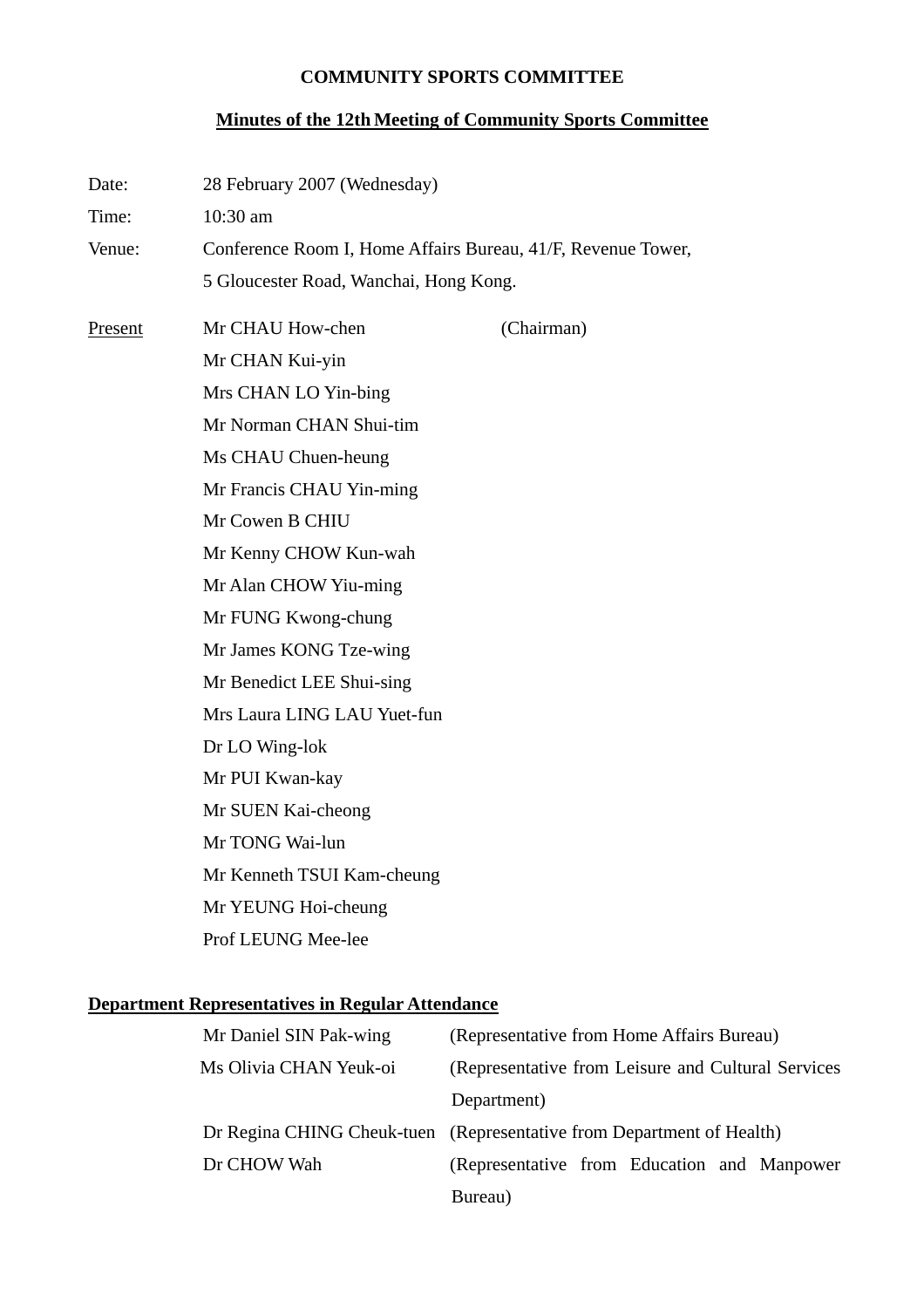**COMMUNITY SPORTS COMMITTEE**

**Minutes of the 12th Meeting of Community Sports Committee**

| | |
|---|---|
| Date: | 28 February 2007 (Wednesday) |
| Time: | 10:30 am |
| Venue: | Conference Room I, Home Affairs Bureau, 41/F, Revenue Tower, 5 Gloucester Road, Wanchai, Hong Kong. |

| | | |
|---|---|---|
| Present | Mr CHAU How-chen | (Chairman) |
| | Mr CHAN Kui-yin | |
| | Mrs CHAN LO Yin-bing | |
| | Mr Norman CHAN Shui-tim | |
| | Ms CHAU Chuen-heung | |
| | Mr Francis CHAU Yin-ming | |
| | Mr Cowen B CHIU | |
| | Mr Kenny CHOW Kun-wah | |
| | Mr Alan CHOW Yiu-ming | |
| | Mr FUNG Kwong-chung | |
| | Mr James KONG Tze-wing | |
| | Mr Benedict LEE Shui-sing | |
| | Mrs Laura LING LAU Yuet-fun | |
| | Dr LO Wing-lok | |
| | Mr PUI Kwan-kay | |
| | Mr SUEN Kai-cheong | |
| | Mr TONG Wai-lun | |
| | Mr Kenneth TSUI Kam-cheung | |
| | Mr YEUNG Hoi-cheung | |
| | Prof LEUNG Mee-lee | |

**Department Representatives in Regular Attendance**

| | |
|---|---|
| Mr Daniel SIN Pak-wing | (Representative from Home Affairs Bureau) |
| Ms Olivia CHAN Yeuk-oi | (Representative from Leisure and Cultural Services Department) |
| Dr Regina CHING Cheuk-tuen | (Representative from Department of Health) |
| Dr CHOW Wah | (Representative from Education and Manpower Bureau) |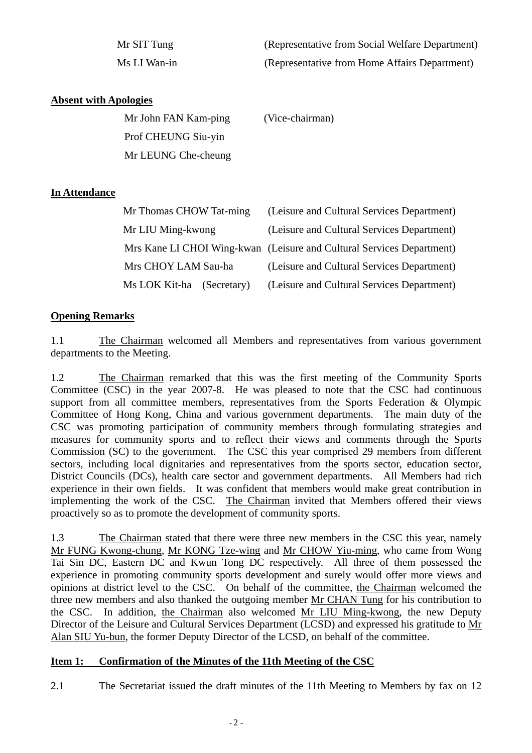| | |
|---|---|
| Mr SIT Tung | (Representative from Social Welfare Department) |
| Ms LI Wan-in | (Representative from Home Affairs Department) |

**<u>Absent with Apologies</u>**

| | |
|---|---|
| Mr John FAN Kam-ping | (Vice-chairman) |
| Prof CHEUNG Siu-yin | |
| Mr LEUNG Che-cheung | |

**<u>In Attendance</u>**

| | |
|---|---|
| Mr Thomas CHOW Tat-ming | (Leisure and Cultural Services Department) |
| Mr LIU Ming-kwong | (Leisure and Cultural Services Department) |
| Mrs Kane LI CHOI Wing-kwan | (Leisure and Cultural Services Department) |
| Mrs CHOY LAM Sau-ha | (Leisure and Cultural Services Department) |
| Ms LOK Kit-ha (Secretary) | (Leisure and Cultural Services Department) |

**<u>Opening Remarks</u>**

1.1 <u>The Chairman</u> welcomed all Members and representatives from various government departments to the Meeting.

1.2 <u>The Chairman</u> remarked that this was the first meeting of the Community Sports Committee (CSC) in the year 2007-8. He was pleased to note that the CSC had continuous support from all committee members, representatives from the Sports Federation & Olympic Committee of Hong Kong, China and various government departments. The main duty of the CSC was promoting participation of community members through formulating strategies and measures for community sports and to reflect their views and comments through the Sports Commission (SC) to the government. The CSC this year comprised 29 members from different sectors, including local dignitaries and representatives from the sports sector, education sector, District Councils (DCs), health care sector and government departments. All Members had rich experience in their own fields. It was confident that members would make great contribution in implementing the work of the CSC. <u>The Chairman</u> invited that Members offered their views proactively so as to promote the development of community sports.

1.3 <u>The Chairman</u> stated that there were three new members in the CSC this year, namely <u>Mr FUNG Kwong-chung</u>, <u>Mr KONG Tze-wing</u> and <u>Mr CHOW Yiu-ming</u>, who came from Wong Tai Sin DC, Eastern DC and Kwun Tong DC respectively. All three of them possessed the experience in promoting community sports development and surely would offer more views and opinions at district level to the CSC. On behalf of the committee, <u>the Chairman</u> welcomed the three new members and also thanked the outgoing member <u>Mr CHAN Tung</u> for his contribution to the CSC. In addition, <u>the Chairman</u> also welcomed <u>Mr LIU Ming-kwong</u>, the new Deputy Director of the Leisure and Cultural Services Department (LCSD) and expressed his gratitude to <u>Mr Alan SIU Yu-bun</u>, the former Deputy Director of the LCSD, on behalf of the committee.

**<u>Item 1: Confirmation of the Minutes of the 11th Meeting of the CSC</u>**

2.1 The Secretariat issued the draft minutes of the 11th Meeting to Members by fax on 12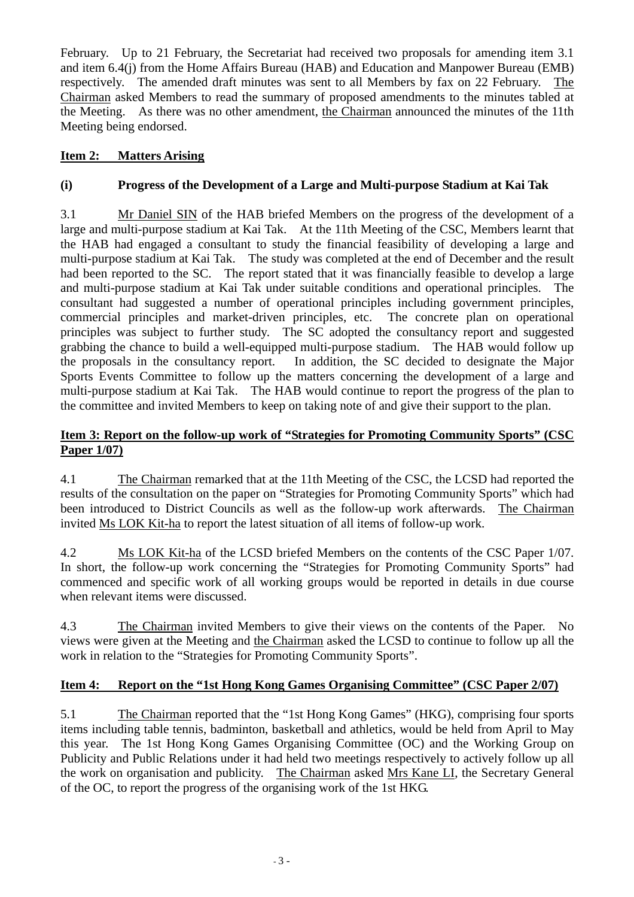February. Up to 21 February, the Secretariat had received two proposals for amending item 3.1 and item 6.4(j) from the Home Affairs Bureau (HAB) and Education and Manpower Bureau (EMB) respectively. The amended draft minutes was sent to all Members by fax on 22 February. The Chairman asked Members to read the summary of proposed amendments to the minutes tabled at the Meeting. As there was no other amendment, the Chairman announced the minutes of the 11th Meeting being endorsed.

**Item 2: Matters Arising**

**(i) Progress of the Development of a Large and Multi-purpose Stadium at Kai Tak**

3.1 Mr Daniel SIN of the HAB briefed Members on the progress of the development of a large and multi-purpose stadium at Kai Tak. At the 11th Meeting of the CSC, Members learnt that the HAB had engaged a consultant to study the financial feasibility of developing a large and multi-purpose stadium at Kai Tak. The study was completed at the end of December and the result had been reported to the SC. The report stated that it was financially feasible to develop a large and multi-purpose stadium at Kai Tak under suitable conditions and operational principles. The consultant had suggested a number of operational principles including government principles, commercial principles and market-driven principles, etc. The concrete plan on operational principles was subject to further study. The SC adopted the consultancy report and suggested grabbing the chance to build a well-equipped multi-purpose stadium. The HAB would follow up the proposals in the consultancy report. In addition, the SC decided to designate the Major Sports Events Committee to follow up the matters concerning the development of a large and multi-purpose stadium at Kai Tak. The HAB would continue to report the progress of the plan to the committee and invited Members to keep on taking note of and give their support to the plan.

**Item 3: Report on the follow-up work of "Strategies for Promoting Community Sports" (CSC Paper 1/07)**

4.1 The Chairman remarked that at the 11th Meeting of the CSC, the LCSD had reported the results of the consultation on the paper on "Strategies for Promoting Community Sports" which had been introduced to District Councils as well as the follow-up work afterwards. The Chairman invited Ms LOK Kit-ha to report the latest situation of all items of follow-up work.

4.2 Ms LOK Kit-ha of the LCSD briefed Members on the contents of the CSC Paper 1/07. In short, the follow-up work concerning the "Strategies for Promoting Community Sports" had commenced and specific work of all working groups would be reported in details in due course when relevant items were discussed.

4.3 The Chairman invited Members to give their views on the contents of the Paper. No views were given at the Meeting and the Chairman asked the LCSD to continue to follow up all the work in relation to the "Strategies for Promoting Community Sports".

**Item 4: Report on the "1st Hong Kong Games Organising Committee" (CSC Paper 2/07)**

5.1 The Chairman reported that the "1st Hong Kong Games" (HKG), comprising four sports items including table tennis, badminton, basketball and athletics, would be held from April to May this year. The 1st Hong Kong Games Organising Committee (OC) and the Working Group on Publicity and Public Relations under it had held two meetings respectively to actively follow up all the work on organisation and publicity. The Chairman asked Mrs Kane LI, the Secretary General of the OC, to report the progress of the organising work of the 1st HKG.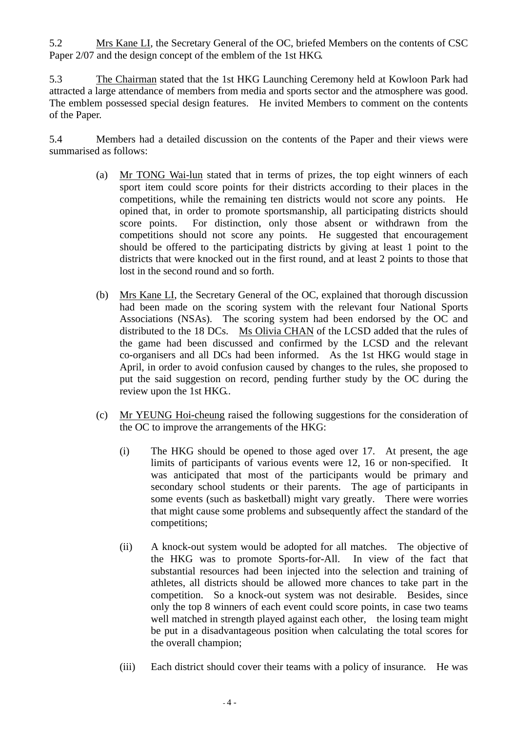5.2 Mrs Kane LI, the Secretary General of the OC, briefed Members on the contents of CSC Paper 2/07 and the design concept of the emblem of the 1st HKG.

5.3 The Chairman stated that the 1st HKG Launching Ceremony held at Kowloon Park had attracted a large attendance of members from media and sports sector and the atmosphere was good. The emblem possessed special design features. He invited Members to comment on the contents of the Paper.

5.4 Members had a detailed discussion on the contents of the Paper and their views were summarised as follows:

(a) Mr TONG Wai-lun stated that in terms of prizes, the top eight winners of each sport item could score points for their districts according to their places in the competitions, while the remaining ten districts would not score any points. He opined that, in order to promote sportsmanship, all participating districts should score points. For distinction, only those absent or withdrawn from the competitions should not score any points. He suggested that encouragement should be offered to the participating districts by giving at least 1 point to the districts that were knocked out in the first round, and at least 2 points to those that lost in the second round and so forth.

(b) Mrs Kane LI, the Secretary General of the OC, explained that thorough discussion had been made on the scoring system with the relevant four National Sports Associations (NSAs). The scoring system had been endorsed by the OC and distributed to the 18 DCs. Ms Olivia CHAN of the LCSD added that the rules of the game had been discussed and confirmed by the LCSD and the relevant co-organisers and all DCs had been informed. As the 1st HKG would stage in April, in order to avoid confusion caused by changes to the rules, she proposed to put the said suggestion on record, pending further study by the OC during the review upon the 1st HKG..

(c) Mr YEUNG Hoi-cheung raised the following suggestions for the consideration of the OC to improve the arrangements of the HKG:

(i) The HKG should be opened to those aged over 17. At present, the age limits of participants of various events were 12, 16 or non-specified. It was anticipated that most of the participants would be primary and secondary school students or their parents. The age of participants in some events (such as basketball) might vary greatly. There were worries that might cause some problems and subsequently affect the standard of the competitions;

(ii) A knock-out system would be adopted for all matches. The objective of the HKG was to promote Sports-for-All. In view of the fact that substantial resources had been injected into the selection and training of athletes, all districts should be allowed more chances to take part in the competition. So a knock-out system was not desirable. Besides, since only the top 8 winners of each event could score points, in case two teams well matched in strength played against each other, the losing team might be put in a disadvantageous position when calculating the total scores for the overall champion;

(iii) Each district should cover their teams with a policy of insurance. He was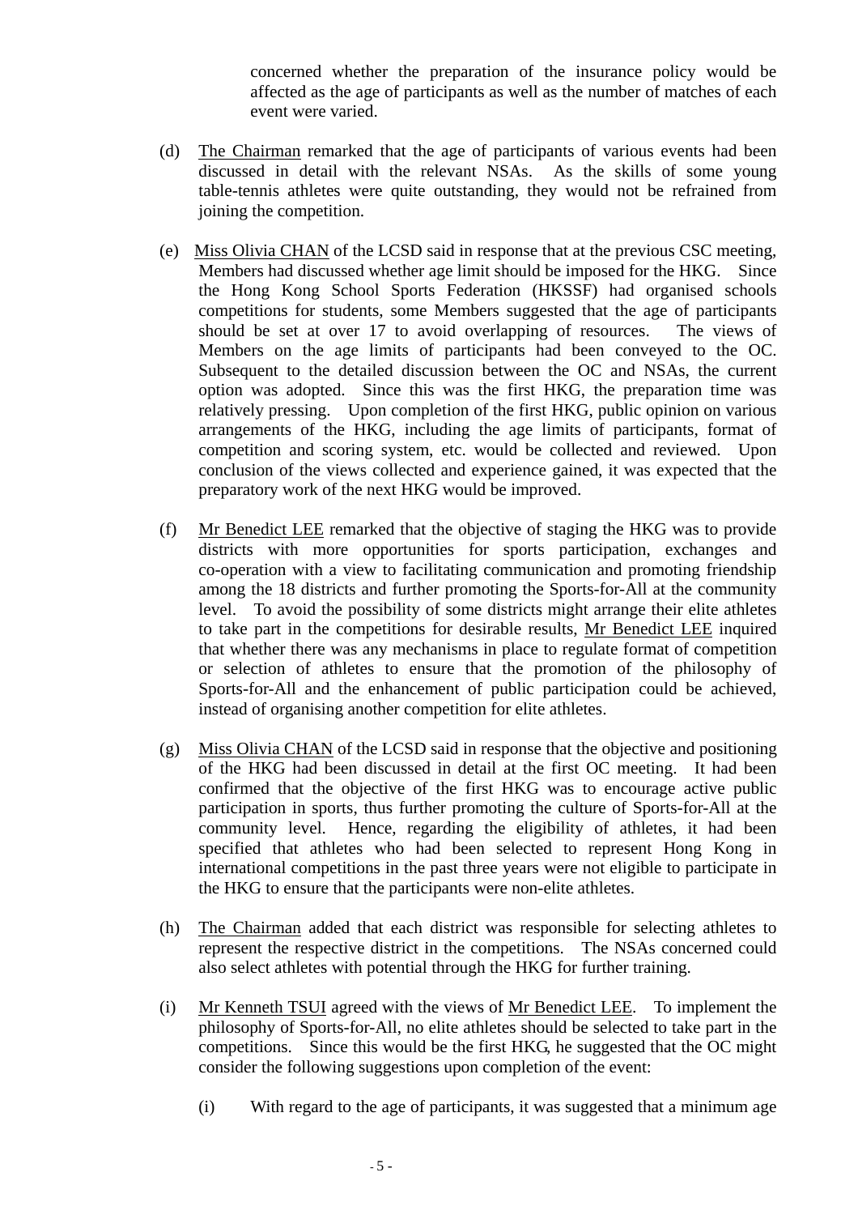concerned whether the preparation of the insurance policy would be affected as the age of participants as well as the number of matches of each event were varied.

(d) The Chairman remarked that the age of participants of various events had been discussed in detail with the relevant NSAs. As the skills of some young table-tennis athletes were quite outstanding, they would not be refrained from joining the competition.

(e) Miss Olivia CHAN of the LCSD said in response that at the previous CSC meeting, Members had discussed whether age limit should be imposed for the HKG. Since the Hong Kong School Sports Federation (HKSSF) had organised schools competitions for students, some Members suggested that the age of participants should be set at over 17 to avoid overlapping of resources. The views of Members on the age limits of participants had been conveyed to the OC. Subsequent to the detailed discussion between the OC and NSAs, the current option was adopted. Since this was the first HKG, the preparation time was relatively pressing. Upon completion of the first HKG, public opinion on various arrangements of the HKG, including the age limits of participants, format of competition and scoring system, etc. would be collected and reviewed. Upon conclusion of the views collected and experience gained, it was expected that the preparatory work of the next HKG would be improved.

(f) Mr Benedict LEE remarked that the objective of staging the HKG was to provide districts with more opportunities for sports participation, exchanges and co-operation with a view to facilitating communication and promoting friendship among the 18 districts and further promoting the Sports-for-All at the community level. To avoid the possibility of some districts might arrange their elite athletes to take part in the competitions for desirable results, Mr Benedict LEE inquired that whether there was any mechanisms in place to regulate format of competition or selection of athletes to ensure that the promotion of the philosophy of Sports-for-All and the enhancement of public participation could be achieved, instead of organising another competition for elite athletes.

(g) Miss Olivia CHAN of the LCSD said in response that the objective and positioning of the HKG had been discussed in detail at the first OC meeting. It had been confirmed that the objective of the first HKG was to encourage active public participation in sports, thus further promoting the culture of Sports-for-All at the community level. Hence, regarding the eligibility of athletes, it had been specified that athletes who had been selected to represent Hong Kong in international competitions in the past three years were not eligible to participate in the HKG to ensure that the participants were non-elite athletes.

(h) The Chairman added that each district was responsible for selecting athletes to represent the respective district in the competitions. The NSAs concerned could also select athletes with potential through the HKG for further training.

(i) Mr Kenneth TSUI agreed with the views of Mr Benedict LEE. To implement the philosophy of Sports-for-All, no elite athletes should be selected to take part in the competitions. Since this would be the first HKG, he suggested that the OC might consider the following suggestions upon completion of the event:

   (i) With regard to the age of participants, it was suggested that a minimum age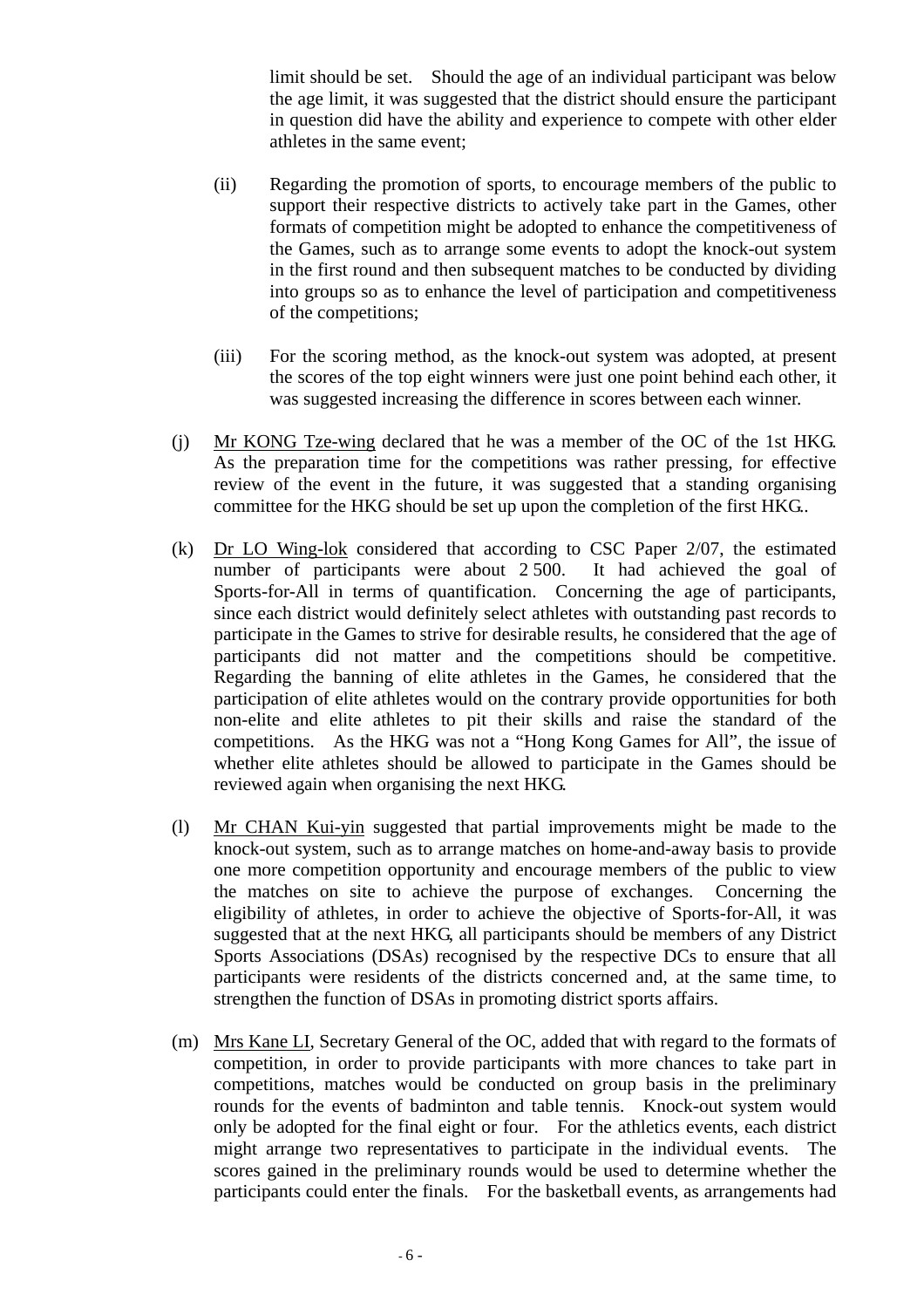limit should be set. Should the age of an individual participant was below the age limit, it was suggested that the district should ensure the participant in question did have the ability and experience to compete with other elder athletes in the same event;

(ii) Regarding the promotion of sports, to encourage members of the public to support their respective districts to actively take part in the Games, other formats of competition might be adopted to enhance the competitiveness of the Games, such as to arrange some events to adopt the knock-out system in the first round and then subsequent matches to be conducted by dividing into groups so as to enhance the level of participation and competitiveness of the competitions;

(iii) For the scoring method, as the knock-out system was adopted, at present the scores of the top eight winners were just one point behind each other, it was suggested increasing the difference in scores between each winner.

(j) Mr KONG Tze-wing declared that he was a member of the OC of the 1st HKG. As the preparation time for the competitions was rather pressing, for effective review of the event in the future, it was suggested that a standing organising committee for the HKG should be set up upon the completion of the first HKG..

(k) Dr LO Wing-lok considered that according to CSC Paper 2/07, the estimated number of participants were about 2 500. It had achieved the goal of Sports-for-All in terms of quantification. Concerning the age of participants, since each district would definitely select athletes with outstanding past records to participate in the Games to strive for desirable results, he considered that the age of participants did not matter and the competitions should be competitive. Regarding the banning of elite athletes in the Games, he considered that the participation of elite athletes would on the contrary provide opportunities for both non-elite and elite athletes to pit their skills and raise the standard of the competitions. As the HKG was not a "Hong Kong Games for All", the issue of whether elite athletes should be allowed to participate in the Games should be reviewed again when organising the next HKG.

(l) Mr CHAN Kui-yin suggested that partial improvements might be made to the knock-out system, such as to arrange matches on home-and-away basis to provide one more competition opportunity and encourage members of the public to view the matches on site to achieve the purpose of exchanges. Concerning the eligibility of athletes, in order to achieve the objective of Sports-for-All, it was suggested that at the next HKG, all participants should be members of any District Sports Associations (DSAs) recognised by the respective DCs to ensure that all participants were residents of the districts concerned and, at the same time, to strengthen the function of DSAs in promoting district sports affairs.

(m) Mrs Kane LI, Secretary General of the OC, added that with regard to the formats of competition, in order to provide participants with more chances to take part in competitions, matches would be conducted on group basis in the preliminary rounds for the events of badminton and table tennis. Knock-out system would only be adopted for the final eight or four. For the athletics events, each district might arrange two representatives to participate in the individual events. The scores gained in the preliminary rounds would be used to determine whether the participants could enter the finals. For the basketball events, as arrangements had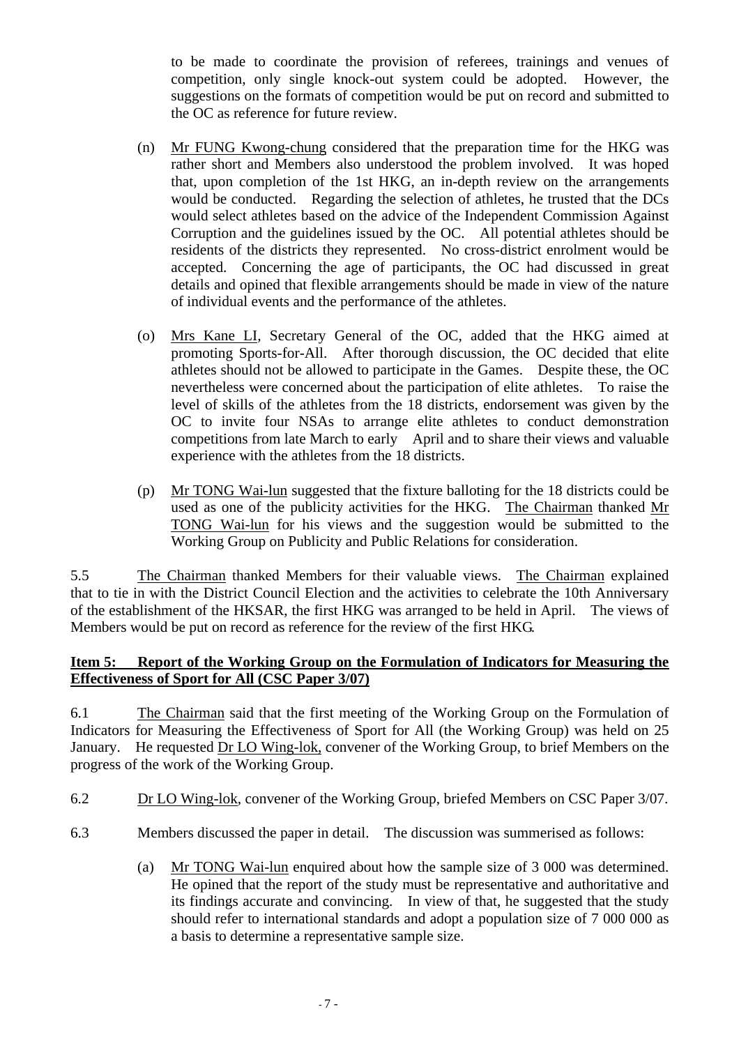to be made to coordinate the provision of referees, trainings and venues of competition, only single knock-out system could be adopted. However, the suggestions on the formats of competition would be put on record and submitted to the OC as reference for future review.

(n) Mr FUNG Kwong-chung considered that the preparation time for the HKG was rather short and Members also understood the problem involved. It was hoped that, upon completion of the 1st HKG, an in-depth review on the arrangements would be conducted. Regarding the selection of athletes, he trusted that the DCs would select athletes based on the advice of the Independent Commission Against Corruption and the guidelines issued by the OC. All potential athletes should be residents of the districts they represented. No cross-district enrolment would be accepted. Concerning the age of participants, the OC had discussed in great details and opined that flexible arrangements should be made in view of the nature of individual events and the performance of the athletes.

(o) Mrs Kane LI, Secretary General of the OC, added that the HKG aimed at promoting Sports-for-All. After thorough discussion, the OC decided that elite athletes should not be allowed to participate in the Games. Despite these, the OC nevertheless were concerned about the participation of elite athletes. To raise the level of skills of the athletes from the 18 districts, endorsement was given by the OC to invite four NSAs to arrange elite athletes to conduct demonstration competitions from late March to early April and to share their views and valuable experience with the athletes from the 18 districts.

(p) Mr TONG Wai-lun suggested that the fixture balloting for the 18 districts could be used as one of the publicity activities for the HKG. The Chairman thanked Mr TONG Wai-lun for his views and the suggestion would be submitted to the Working Group on Publicity and Public Relations for consideration.

5.5 The Chairman thanked Members for their valuable views. The Chairman explained that to tie in with the District Council Election and the activities to celebrate the 10th Anniversary of the establishment of the HKSAR, the first HKG was arranged to be held in April. The views of Members would be put on record as reference for the review of the first HKG.

**Item 5: Report of the Working Group on the Formulation of Indicators for Measuring the Effectiveness of Sport for All (CSC Paper 3/07)**

6.1 The Chairman said that the first meeting of the Working Group on the Formulation of Indicators for Measuring the Effectiveness of Sport for All (the Working Group) was held on 25 January. He requested Dr LO Wing-lok, convener of the Working Group, to brief Members on the progress of the work of the Working Group.

6.2 Dr LO Wing-lok, convener of the Working Group, briefed Members on CSC Paper 3/07.

6.3 Members discussed the paper in detail. The discussion was summerised as follows:

(a) Mr TONG Wai-lun enquired about how the sample size of 3 000 was determined. He opined that the report of the study must be representative and authoritative and its findings accurate and convincing. In view of that, he suggested that the study should refer to international standards and adopt a population size of 7 000 000 as a basis to determine a representative sample size.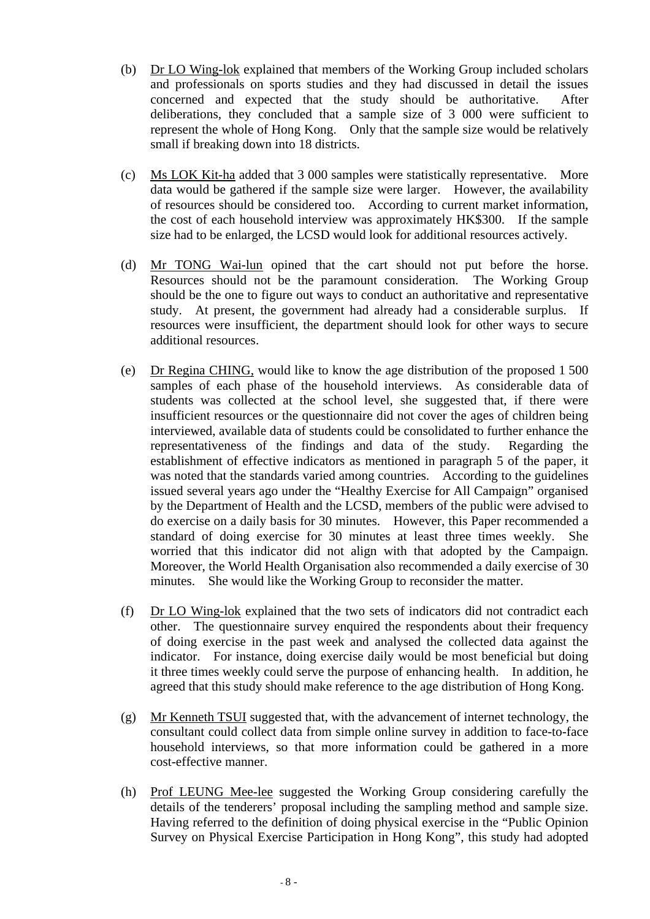(b) Dr LO Wing-lok explained that members of the Working Group included scholars and professionals on sports studies and they had discussed in detail the issues concerned and expected that the study should be authoritative. After deliberations, they concluded that a sample size of 3 000 were sufficient to represent the whole of Hong Kong. Only that the sample size would be relatively small if breaking down into 18 districts.

(c) Ms LOK Kit-ha added that 3 000 samples were statistically representative. More data would be gathered if the sample size were larger. However, the availability of resources should be considered too. According to current market information, the cost of each household interview was approximately HK$300. If the sample size had to be enlarged, the LCSD would look for additional resources actively.

(d) Mr TONG Wai-lun opined that the cart should not put before the horse. Resources should not be the paramount consideration. The Working Group should be the one to figure out ways to conduct an authoritative and representative study. At present, the government had already had a considerable surplus. If resources were insufficient, the department should look for other ways to secure additional resources.

(e) Dr Regina CHING, would like to know the age distribution of the proposed 1 500 samples of each phase of the household interviews. As considerable data of students was collected at the school level, she suggested that, if there were insufficient resources or the questionnaire did not cover the ages of children being interviewed, available data of students could be consolidated to further enhance the representativeness of the findings and data of the study. Regarding the establishment of effective indicators as mentioned in paragraph 5 of the paper, it was noted that the standards varied among countries. According to the guidelines issued several years ago under the "Healthy Exercise for All Campaign" organised by the Department of Health and the LCSD, members of the public were advised to do exercise on a daily basis for 30 minutes. However, this Paper recommended a standard of doing exercise for 30 minutes at least three times weekly. She worried that this indicator did not align with that adopted by the Campaign. Moreover, the World Health Organisation also recommended a daily exercise of 30 minutes. She would like the Working Group to reconsider the matter.

(f) Dr LO Wing-lok explained that the two sets of indicators did not contradict each other. The questionnaire survey enquired the respondents about their frequency of doing exercise in the past week and analysed the collected data against the indicator. For instance, doing exercise daily would be most beneficial but doing it three times weekly could serve the purpose of enhancing health. In addition, he agreed that this study should make reference to the age distribution of Hong Kong.

(g) Mr Kenneth TSUI suggested that, with the advancement of internet technology, the consultant could collect data from simple online survey in addition to face-to-face household interviews, so that more information could be gathered in a more cost-effective manner.

(h) Prof LEUNG Mee-lee suggested the Working Group considering carefully the details of the tenderers' proposal including the sampling method and sample size. Having referred to the definition of doing physical exercise in the "Public Opinion Survey on Physical Exercise Participation in Hong Kong", this study had adopted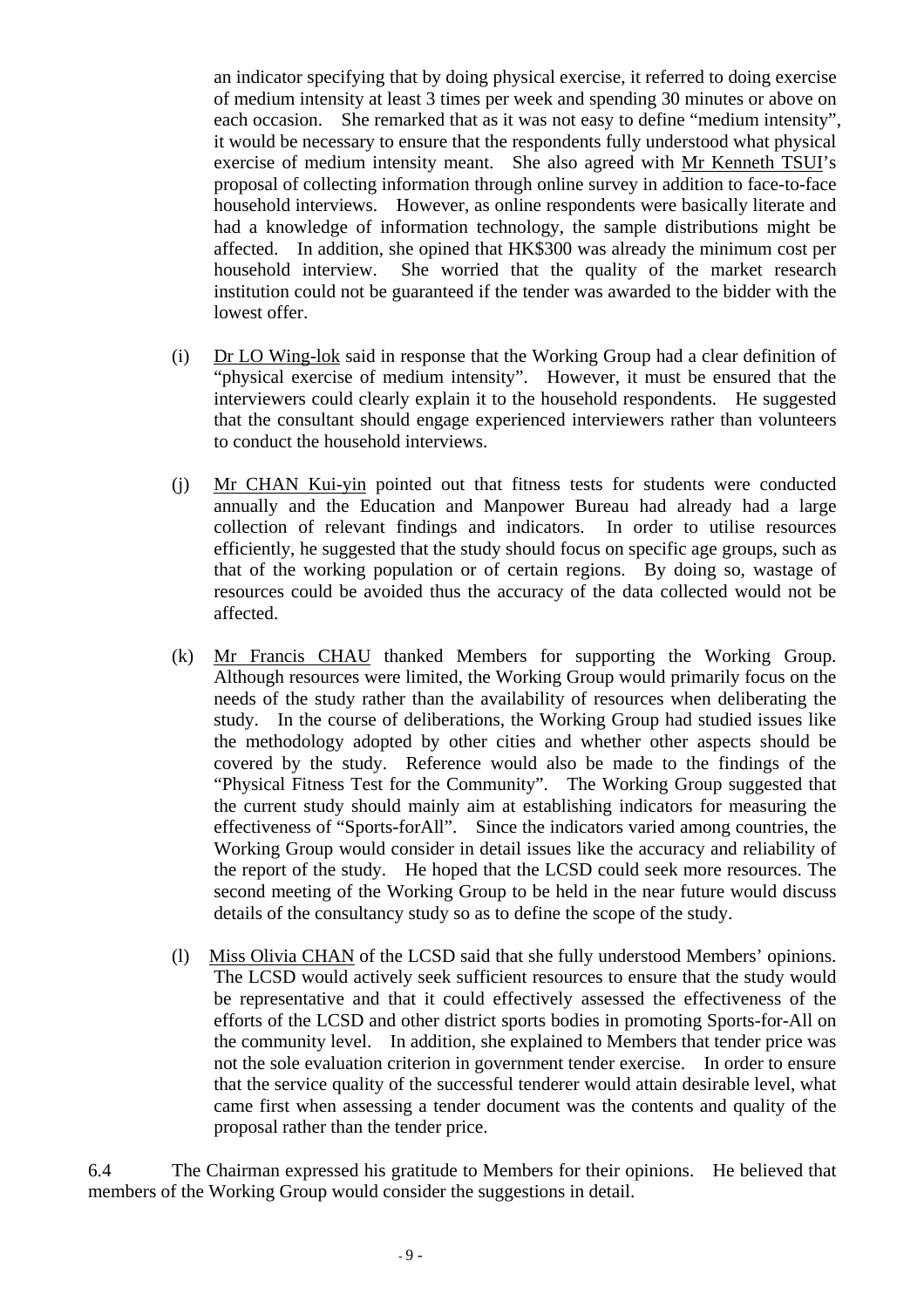an indicator specifying that by doing physical exercise, it referred to doing exercise of medium intensity at least 3 times per week and spending 30 minutes or above on each occasion. She remarked that as it was not easy to define "medium intensity", it would be necessary to ensure that the respondents fully understood what physical exercise of medium intensity meant. She also agreed with Mr Kenneth TSUI's proposal of collecting information through online survey in addition to face-to-face household interviews. However, as online respondents were basically literate and had a knowledge of information technology, the sample distributions might be affected. In addition, she opined that HK$300 was already the minimum cost per household interview. She worried that the quality of the market research institution could not be guaranteed if the tender was awarded to the bidder with the lowest offer.

(i) Dr LO Wing-lok said in response that the Working Group had a clear definition of "physical exercise of medium intensity". However, it must be ensured that the interviewers could clearly explain it to the household respondents. He suggested that the consultant should engage experienced interviewers rather than volunteers to conduct the household interviews.

(j) Mr CHAN Kui-yin pointed out that fitness tests for students were conducted annually and the Education and Manpower Bureau had already had a large collection of relevant findings and indicators. In order to utilise resources efficiently, he suggested that the study should focus on specific age groups, such as that of the working population or of certain regions. By doing so, wastage of resources could be avoided thus the accuracy of the data collected would not be affected.

(k) Mr Francis CHAU thanked Members for supporting the Working Group. Although resources were limited, the Working Group would primarily focus on the needs of the study rather than the availability of resources when deliberating the study. In the course of deliberations, the Working Group had studied issues like the methodology adopted by other cities and whether other aspects should be covered by the study. Reference would also be made to the findings of the "Physical Fitness Test for the Community". The Working Group suggested that the current study should mainly aim at establishing indicators for measuring the effectiveness of "Sports-forAll". Since the indicators varied among countries, the Working Group would consider in detail issues like the accuracy and reliability of the report of the study. He hoped that the LCSD could seek more resources. The second meeting of the Working Group to be held in the near future would discuss details of the consultancy study so as to define the scope of the study.

(l) Miss Olivia CHAN of the LCSD said that she fully understood Members' opinions. The LCSD would actively seek sufficient resources to ensure that the study would be representative and that it could effectively assessed the effectiveness of the efforts of the LCSD and other district sports bodies in promoting Sports-for-All on the community level. In addition, she explained to Members that tender price was not the sole evaluation criterion in government tender exercise. In order to ensure that the service quality of the successful tenderer would attain desirable level, what came first when assessing a tender document was the contents and quality of the proposal rather than the tender price.

6.4 The Chairman expressed his gratitude to Members for their opinions. He believed that members of the Working Group would consider the suggestions in detail.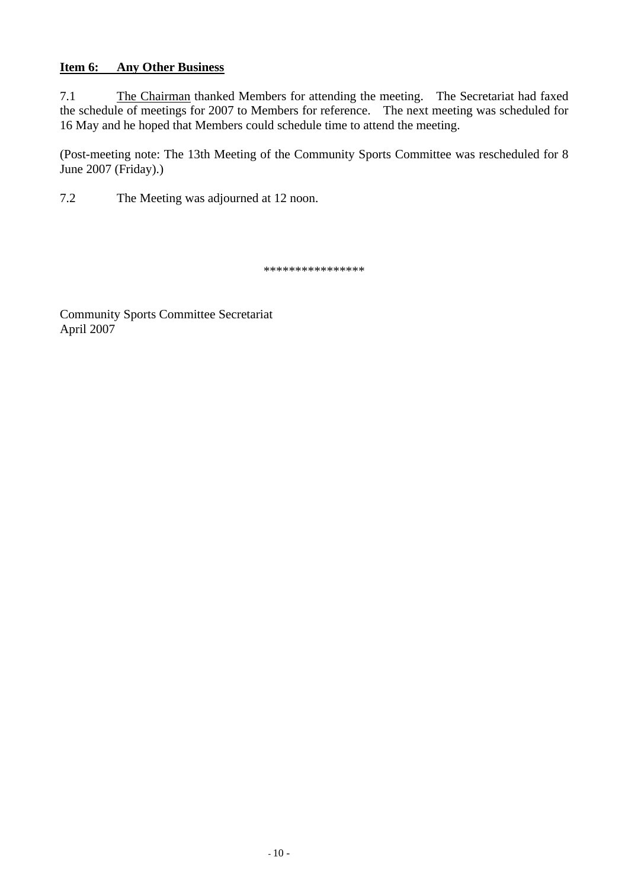**Item 6: Any Other Business**

7.1 The Chairman thanked Members for attending the meeting. The Secretariat had faxed the schedule of meetings for 2007 to Members for reference. The next meeting was scheduled for 16 May and he hoped that Members could schedule time to attend the meeting.

(Post-meeting note: The 13th Meeting of the Community Sports Committee was rescheduled for 8 June 2007 (Friday).)

7.2 The Meeting was adjourned at 12 noon.

****************

Community Sports Committee Secretariat
April 2007